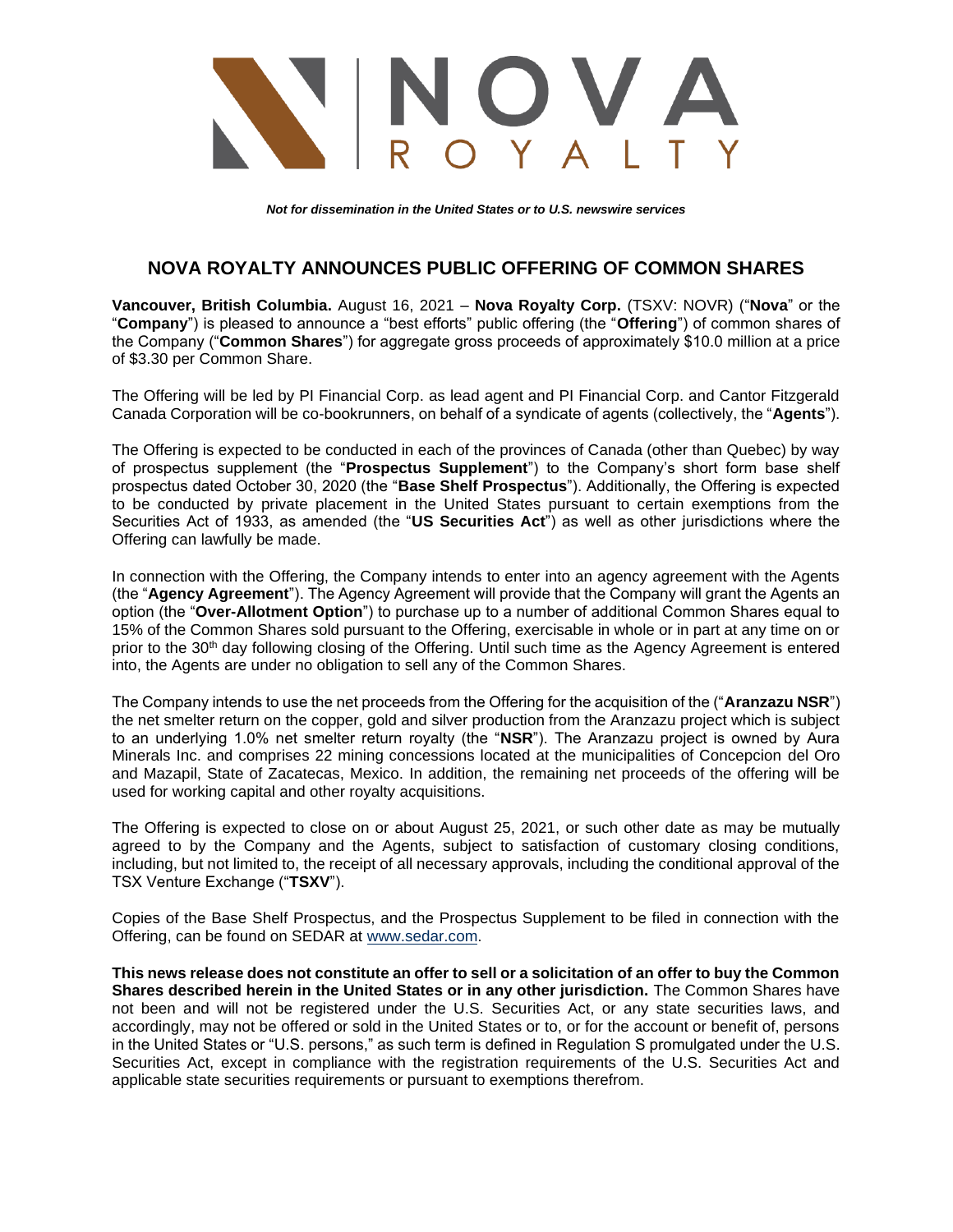NOVA ROYALTY

***Not for dissemination in the United States or to U.S. newswire services***

# NOVA ROYALTY ANNOUNCES PUBLIC OFFERING OF COMMON SHARES

**Vancouver, British Columbia.** August 16, 2021 – **Nova Royalty Corp.** (TSXV: NOVR) ("**Nova**" or the "**Company**") is pleased to announce a "best efforts" public offering (the "**Offering**") of common shares of the Company ("**Common Shares**") for aggregate gross proceeds of approximately $10.0 million at a price of $3.30 per Common Share.

The Offering will be led by PI Financial Corp. as lead agent and PI Financial Corp. and Cantor Fitzgerald Canada Corporation will be co-bookrunners, on behalf of a syndicate of agents (collectively, the "**Agents**").

The Offering is expected to be conducted in each of the provinces of Canada (other than Quebec) by way of prospectus supplement (the "**Prospectus Supplement**") to the Company's short form base shelf prospectus dated October 30, 2020 (the "**Base Shelf Prospectus**"). Additionally, the Offering is expected to be conducted by private placement in the United States pursuant to certain exemptions from the Securities Act of 1933, as amended (the "**US Securities Act**") as well as other jurisdictions where the Offering can lawfully be made.

In connection with the Offering, the Company intends to enter into an agency agreement with the Agents (the "**Agency Agreement**"). The Agency Agreement will provide that the Company will grant the Agents an option (the "**Over-Allotment Option**") to purchase up to a number of additional Common Shares equal to 15% of the Common Shares sold pursuant to the Offering, exercisable in whole or in part at any time on or prior to the 30th day following closing of the Offering. Until such time as the Agency Agreement is entered into, the Agents are under no obligation to sell any of the Common Shares.

The Company intends to use the net proceeds from the Offering for the acquisition of the ("**Aranzazu NSR**") the net smelter return on the copper, gold and silver production from the Aranzazu project which is subject to an underlying 1.0% net smelter return royalty (the "**NSR**"). The Aranzazu project is owned by Aura Minerals Inc. and comprises 22 mining concessions located at the municipalities of Concepcion del Oro and Mazapil, State of Zacatecas, Mexico. In addition, the remaining net proceeds of the offering will be used for working capital and other royalty acquisitions.

The Offering is expected to close on or about August 25, 2021, or such other date as may be mutually agreed to by the Company and the Agents, subject to satisfaction of customary closing conditions, including, but not limited to, the receipt of all necessary approvals, including the conditional approval of the TSX Venture Exchange ("**TSXV**").

Copies of the Base Shelf Prospectus, and the Prospectus Supplement to be filed in connection with the Offering, can be found on SEDAR at www.sedar.com.

**This news release does not constitute an offer to sell or a solicitation of an offer to buy the Common Shares described herein in the United States or in any other jurisdiction.** The Common Shares have not been and will not be registered under the U.S. Securities Act, or any state securities laws, and accordingly, may not be offered or sold in the United States or to, or for the account or benefit of, persons in the United States or "U.S. persons," as such term is defined in Regulation S promulgated under the U.S. Securities Act, except in compliance with the registration requirements of the U.S. Securities Act and applicable state securities requirements or pursuant to exemptions therefrom.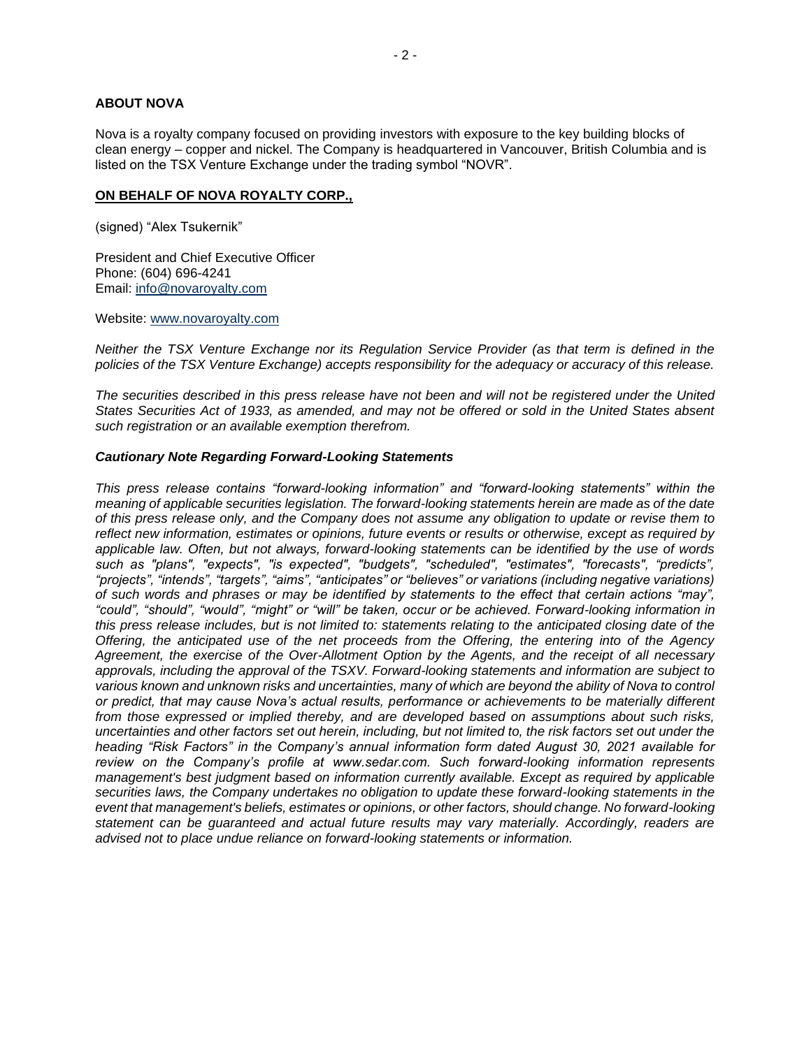**ABOUT NOVA**

Nova is a royalty company focused on providing investors with exposure to the key building blocks of clean energy – copper and nickel. The Company is headquartered in Vancouver, British Columbia and is listed on the TSX Venture Exchange under the trading symbol "NOVR".

**ON BEHALF OF NOVA ROYALTY CORP.,**

(signed) "Alex Tsukernik"

President and Chief Executive Officer
Phone: (604) 696-4241
Email: info@novaroyalty.com

Website: www.novaroyalty.com

*Neither the TSX Venture Exchange nor its Regulation Service Provider (as that term is defined in the policies of the TSX Venture Exchange) accepts responsibility for the adequacy or accuracy of this release.*

*The securities described in this press release have not been and will not be registered under the United States Securities Act of 1933, as amended, and may not be offered or sold in the United States absent such registration or an available exemption therefrom.*

***Cautionary Note Regarding Forward-Looking Statements***

*This press release contains "forward-looking information" and "forward-looking statements" within the meaning of applicable securities legislation. The forward-looking statements herein are made as of the date of this press release only, and the Company does not assume any obligation to update or revise them to reflect new information, estimates or opinions, future events or results or otherwise, except as required by applicable law. Often, but not always, forward-looking statements can be identified by the use of words such as "plans", "expects", "is expected", "budgets", "scheduled", "estimates", "forecasts", "predicts", "projects", "intends", "targets", "aims", "anticipates" or "believes" or variations (including negative variations) of such words and phrases or may be identified by statements to the effect that certain actions "may", "could", "should", "would", "might" or "will" be taken, occur or be achieved. Forward-looking information in this press release includes, but is not limited to: statements relating to the anticipated closing date of the Offering, the anticipated use of the net proceeds from the Offering, the entering into of the Agency Agreement, the exercise of the Over-Allotment Option by the Agents, and the receipt of all necessary approvals, including the approval of the TSXV. Forward-looking statements and information are subject to various known and unknown risks and uncertainties, many of which are beyond the ability of Nova to control or predict, that may cause Nova's actual results, performance or achievements to be materially different from those expressed or implied thereby, and are developed based on assumptions about such risks, uncertainties and other factors set out herein, including, but not limited to, the risk factors set out under the heading "Risk Factors" in the Company's annual information form dated August 30, 2021 available for review on the Company's profile at www.sedar.com. Such forward-looking information represents management's best judgment based on information currently available. Except as required by applicable securities laws, the Company undertakes no obligation to update these forward-looking statements in the event that management's beliefs, estimates or opinions, or other factors, should change. No forward-looking statement can be guaranteed and actual future results may vary materially. Accordingly, readers are advised not to place undue reliance on forward-looking statements or information.*